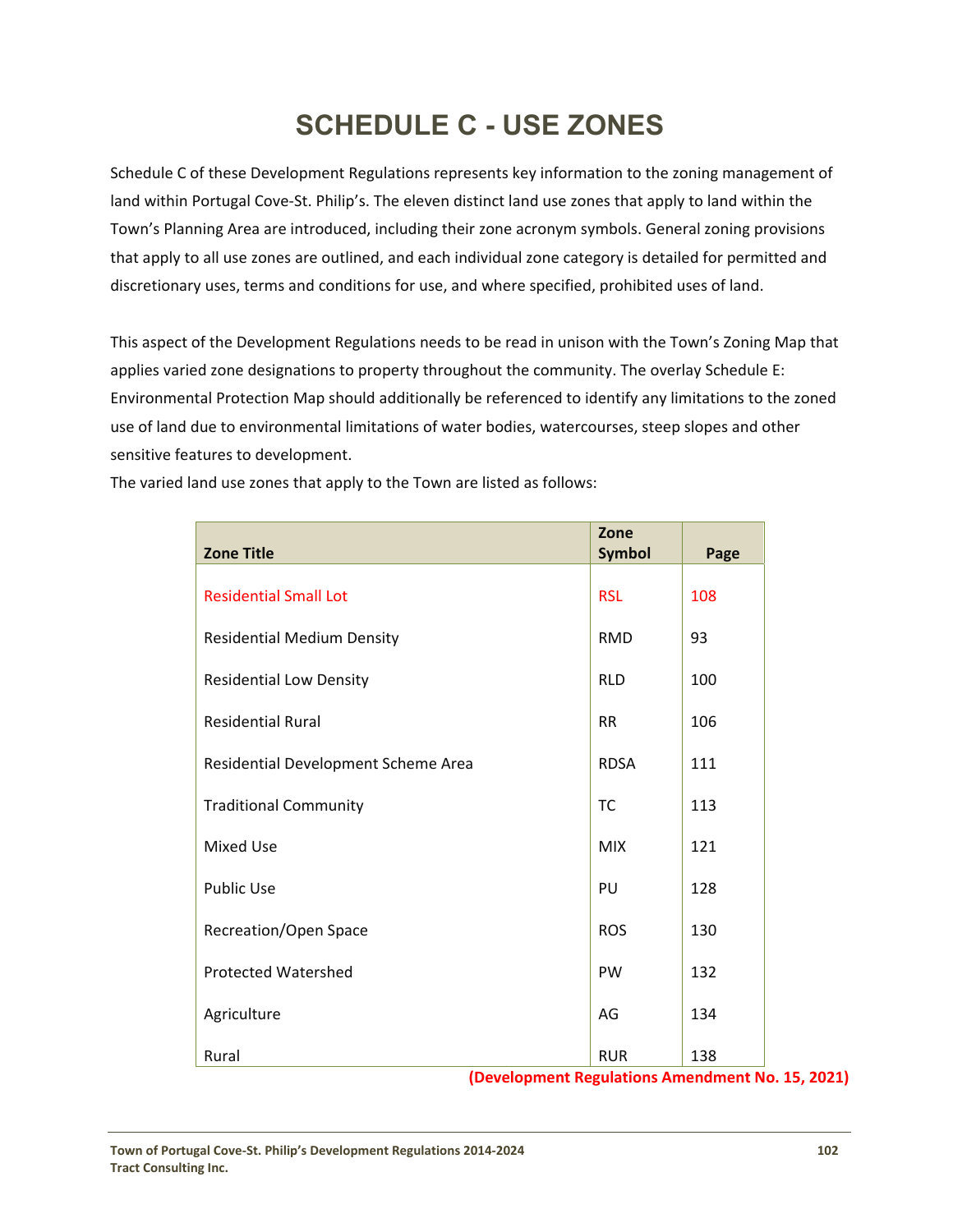# SCHEDULE C - USE ZONES

Schedule C of these Development Regulations represents key information to the zoning management of land within Portugal Cove-St. Philip's. The eleven distinct land use zones that apply to land within the Town's Planning Area are introduced, including their zone acronym symbols. General zoning provisions that apply to all use zones are outlined, and each individual zone category is detailed for permitted and discretionary uses, terms and conditions for use, and where specified, prohibited uses of land.

This aspect of the Development Regulations needs to be read in unison with the Town's Zoning Map that applies varied zone designations to property throughout the community. The overlay Schedule E: Environmental Protection Map should additionally be referenced to identify any limitations to the zoned use of land due to environmental limitations of water bodies, watercourses, steep slopes and other sensitive features to development.

The varied land use zones that apply to the Town are listed as follows:

| Zone Title | Zone Symbol | Page |
|---|---|---|
| Residential Small Lot | RSL | 108 |
| Residential Medium Density | RMD | 93 |
| Residential Low Density | RLD | 100 |
| Residential Rural | RR | 106 |
| Residential Development Scheme Area | RDSA | 111 |
| Traditional Community | TC | 113 |
| Mixed Use | MIX | 121 |
| Public Use | PU | 128 |
| Recreation/Open Space | ROS | 130 |
| Protected Watershed | PW | 132 |
| Agriculture | AG | 134 |
| Rural | RUR | 138 |

**(Development Regulations Amendment No. 15, 2021)**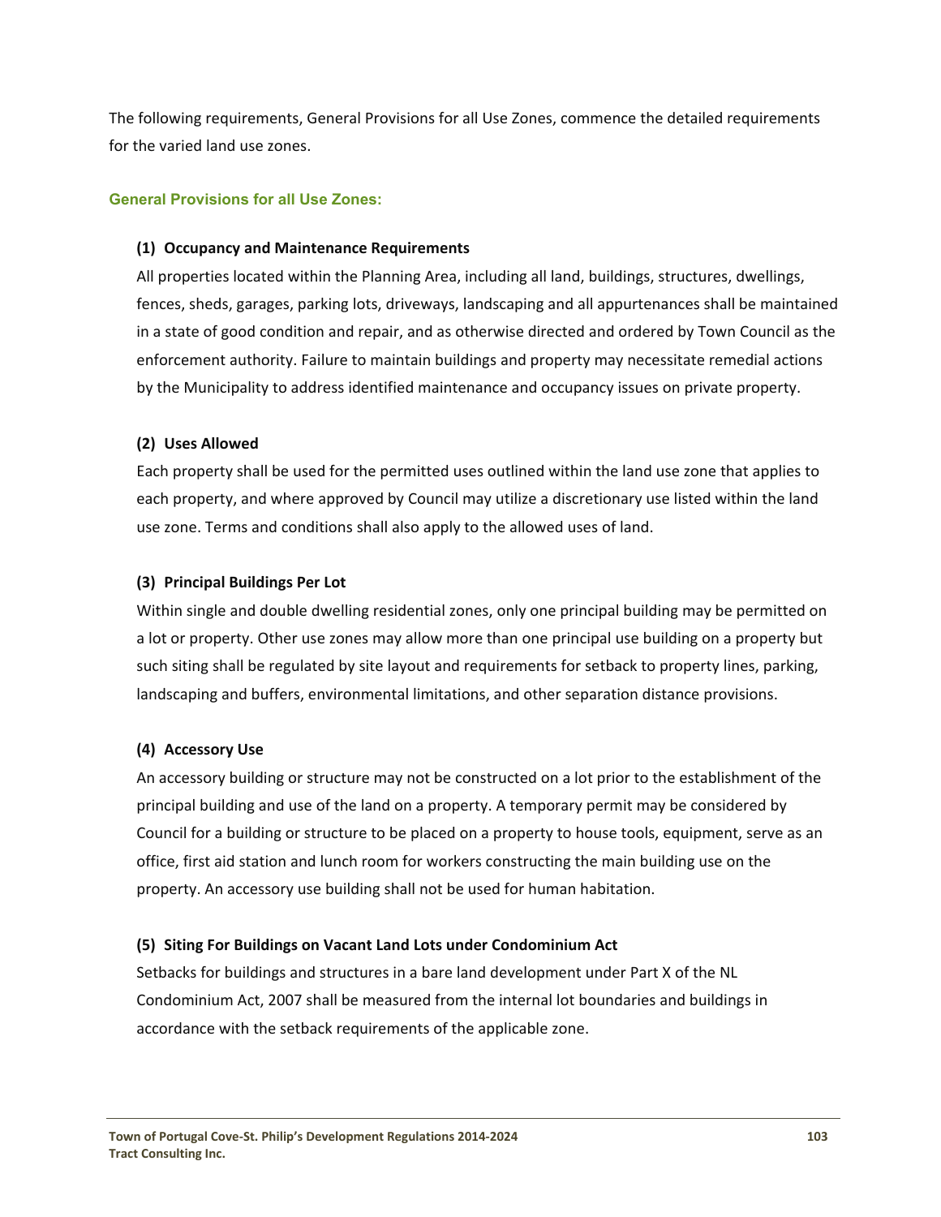The following requirements, General Provisions for all Use Zones, commence the detailed requirements for the varied land use zones.

## General Provisions for all Use Zones:

**(1) Occupancy and Maintenance Requirements**

All properties located within the Planning Area, including all land, buildings, structures, dwellings, fences, sheds, garages, parking lots, driveways, landscaping and all appurtenances shall be maintained in a state of good condition and repair, and as otherwise directed and ordered by Town Council as the enforcement authority. Failure to maintain buildings and property may necessitate remedial actions by the Municipality to address identified maintenance and occupancy issues on private property.

**(2) Uses Allowed**

Each property shall be used for the permitted uses outlined within the land use zone that applies to each property, and where approved by Council may utilize a discretionary use listed within the land use zone. Terms and conditions shall also apply to the allowed uses of land.

**(3) Principal Buildings Per Lot**

Within single and double dwelling residential zones, only one principal building may be permitted on a lot or property. Other use zones may allow more than one principal use building on a property but such siting shall be regulated by site layout and requirements for setback to property lines, parking, landscaping and buffers, environmental limitations, and other separation distance provisions.

**(4) Accessory Use**

An accessory building or structure may not be constructed on a lot prior to the establishment of the principal building and use of the land on a property. A temporary permit may be considered by Council for a building or structure to be placed on a property to house tools, equipment, serve as an office, first aid station and lunch room for workers constructing the main building use on the property. An accessory use building shall not be used for human habitation.

**(5) Siting For Buildings on Vacant Land Lots under Condominium Act**

Setbacks for buildings and structures in a bare land development under Part X of the NL Condominium Act, 2007 shall be measured from the internal lot boundaries and buildings in accordance with the setback requirements of the applicable zone.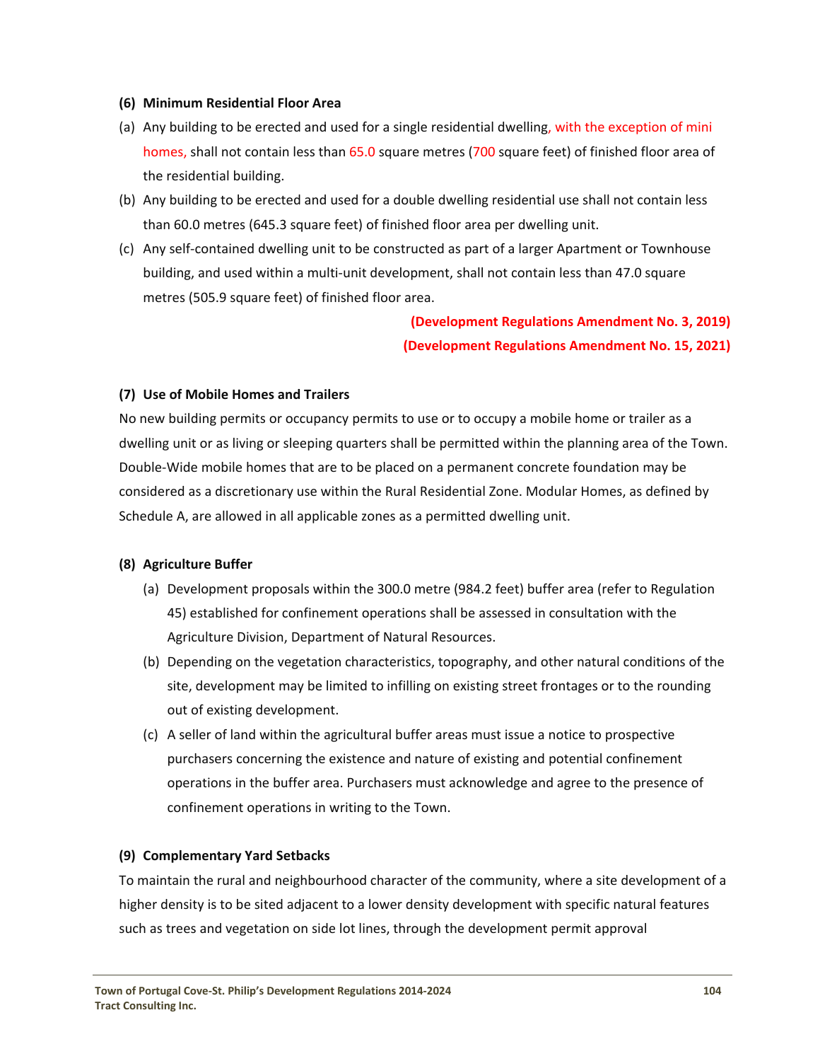**(6) Minimum Residential Floor Area**

(a) Any building to be erected and used for a single residential dwelling, with the exception of mini homes, shall not contain less than 65.0 square metres (700 square feet) of finished floor area of the residential building.

(b) Any building to be erected and used for a double dwelling residential use shall not contain less than 60.0 metres (645.3 square feet) of finished floor area per dwelling unit.

(c) Any self-contained dwelling unit to be constructed as part of a larger Apartment or Townhouse building, and used within a multi-unit development, shall not contain less than 47.0 square metres (505.9 square feet) of finished floor area.

**(Development Regulations Amendment No. 3, 2019)**
**(Development Regulations Amendment No. 15, 2021)**

**(7) Use of Mobile Homes and Trailers**

No new building permits or occupancy permits to use or to occupy a mobile home or trailer as a dwelling unit or as living or sleeping quarters shall be permitted within the planning area of the Town. Double-Wide mobile homes that are to be placed on a permanent concrete foundation may be considered as a discretionary use within the Rural Residential Zone. Modular Homes, as defined by Schedule A, are allowed in all applicable zones as a permitted dwelling unit.

**(8) Agriculture Buffer**

(a) Development proposals within the 300.0 metre (984.2 feet) buffer area (refer to Regulation 45) established for confinement operations shall be assessed in consultation with the Agriculture Division, Department of Natural Resources.

(b) Depending on the vegetation characteristics, topography, and other natural conditions of the site, development may be limited to infilling on existing street frontages or to the rounding out of existing development.

(c) A seller of land within the agricultural buffer areas must issue a notice to prospective purchasers concerning the existence and nature of existing and potential confinement operations in the buffer area. Purchasers must acknowledge and agree to the presence of confinement operations in writing to the Town.

**(9) Complementary Yard Setbacks**

To maintain the rural and neighbourhood character of the community, where a site development of a higher density is to be sited adjacent to a lower density development with specific natural features such as trees and vegetation on side lot lines, through the development permit approval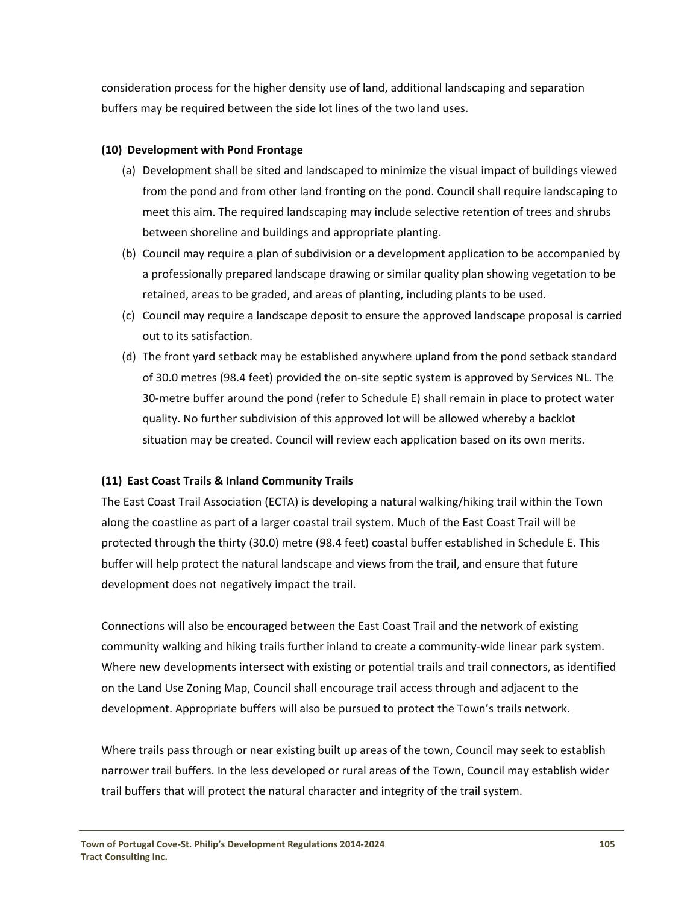consideration process for the higher density use of land, additional landscaping and separation buffers may be required between the side lot lines of the two land uses.

**(10) Development with Pond Frontage**

(a) Development shall be sited and landscaped to minimize the visual impact of buildings viewed from the pond and from other land fronting on the pond. Council shall require landscaping to meet this aim. The required landscaping may include selective retention of trees and shrubs between shoreline and buildings and appropriate planting.

(b) Council may require a plan of subdivision or a development application to be accompanied by a professionally prepared landscape drawing or similar quality plan showing vegetation to be retained, areas to be graded, and areas of planting, including plants to be used.

(c) Council may require a landscape deposit to ensure the approved landscape proposal is carried out to its satisfaction.

(d) The front yard setback may be established anywhere upland from the pond setback standard of 30.0 metres (98.4 feet) provided the on-site septic system is approved by Services NL. The 30-metre buffer around the pond (refer to Schedule E) shall remain in place to protect water quality. No further subdivision of this approved lot will be allowed whereby a backlot situation may be created. Council will review each application based on its own merits.

**(11) East Coast Trails & Inland Community Trails**

The East Coast Trail Association (ECTA) is developing a natural walking/hiking trail within the Town along the coastline as part of a larger coastal trail system. Much of the East Coast Trail will be protected through the thirty (30.0) metre (98.4 feet) coastal buffer established in Schedule E. This buffer will help protect the natural landscape and views from the trail, and ensure that future development does not negatively impact the trail.

Connections will also be encouraged between the East Coast Trail and the network of existing community walking and hiking trails further inland to create a community-wide linear park system. Where new developments intersect with existing or potential trails and trail connectors, as identified on the Land Use Zoning Map, Council shall encourage trail access through and adjacent to the development. Appropriate buffers will also be pursued to protect the Town's trails network.

Where trails pass through or near existing built up areas of the town, Council may seek to establish narrower trail buffers. In the less developed or rural areas of the Town, Council may establish wider trail buffers that will protect the natural character and integrity of the trail system.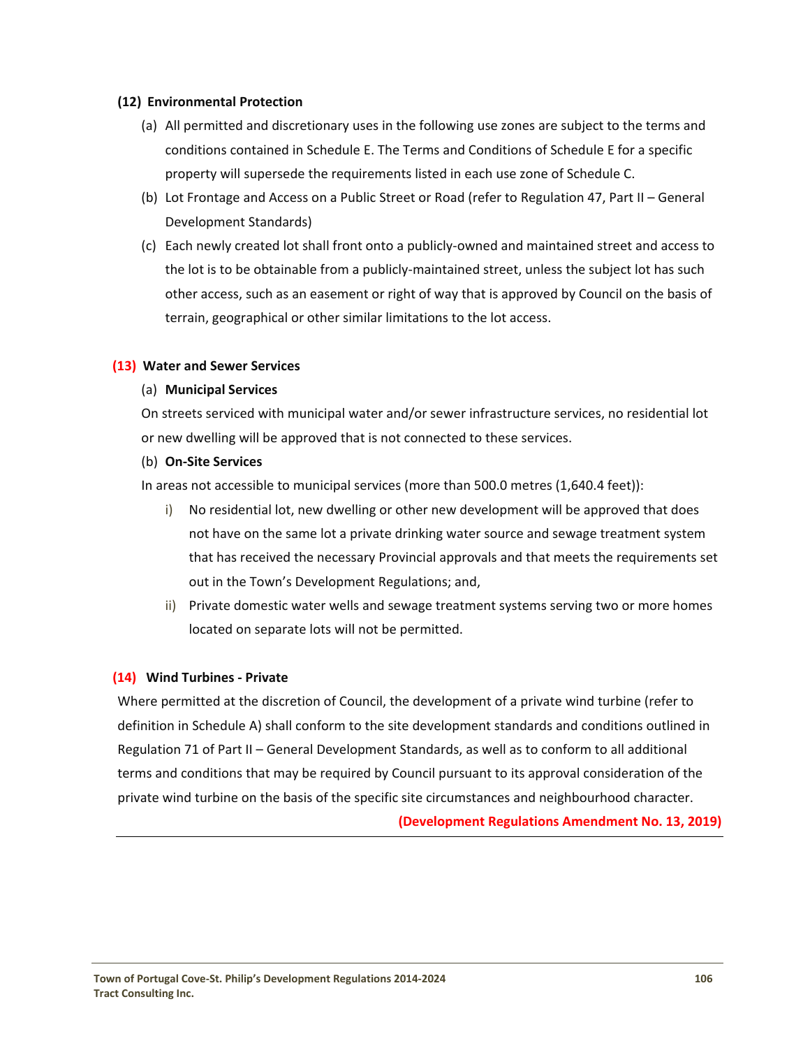**(12) Environmental Protection**

(a) All permitted and discretionary uses in the following use zones are subject to the terms and conditions contained in Schedule E. The Terms and Conditions of Schedule E for a specific property will supersede the requirements listed in each use zone of Schedule C.

(b) Lot Frontage and Access on a Public Street or Road (refer to Regulation 47, Part II – General Development Standards)

(c) Each newly created lot shall front onto a publicly-owned and maintained street and access to the lot is to be obtainable from a publicly-maintained street, unless the subject lot has such other access, such as an easement or right of way that is approved by Council on the basis of terrain, geographical or other similar limitations to the lot access.

**(13) Water and Sewer Services**

(a) **Municipal Services**

On streets serviced with municipal water and/or sewer infrastructure services, no residential lot or new dwelling will be approved that is not connected to these services.

(b) **On-Site Services**

In areas not accessible to municipal services (more than 500.0 metres (1,640.4 feet)):

i) No residential lot, new dwelling or other new development will be approved that does not have on the same lot a private drinking water source and sewage treatment system that has received the necessary Provincial approvals and that meets the requirements set out in the Town's Development Regulations; and,

ii) Private domestic water wells and sewage treatment systems serving two or more homes located on separate lots will not be permitted.

**(14) Wind Turbines - Private**

Where permitted at the discretion of Council, the development of a private wind turbine (refer to definition in Schedule A) shall conform to the site development standards and conditions outlined in Regulation 71 of Part II – General Development Standards, as well as to conform to all additional terms and conditions that may be required by Council pursuant to its approval consideration of the private wind turbine on the basis of the specific site circumstances and neighbourhood character.

**(Development Regulations Amendment No. 13, 2019)**